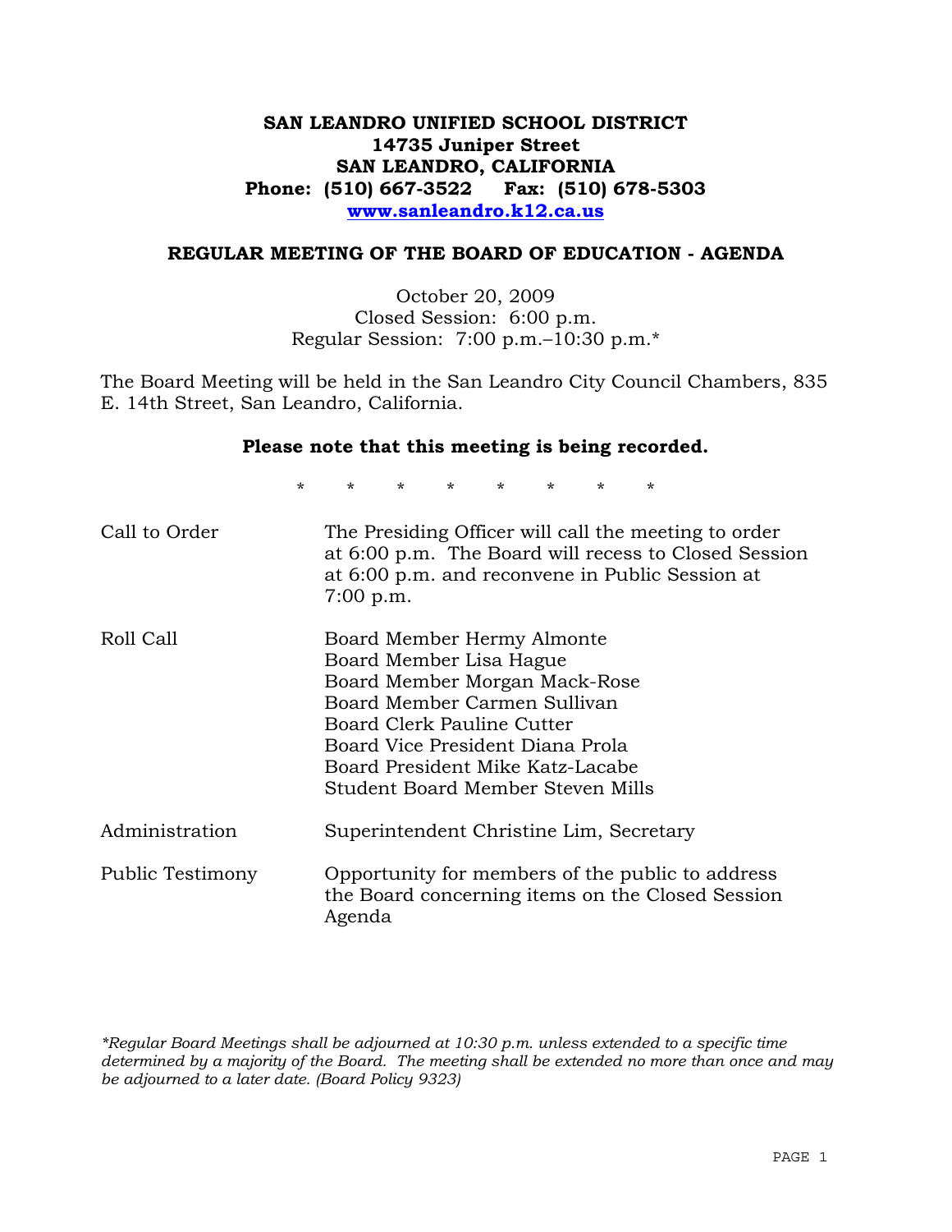# SAN LEANDRO UNIFIED SCHOOL DISTRICT

**14735 Juniper Street**
**SAN LEANDRO, CALIFORNIA**
**Phone: (510) 667-3522 Fax: (510) 678-5303**
**www.sanleandro.k12.ca.us**

## REGULAR MEETING OF THE BOARD OF EDUCATION - AGENDA

October 20, 2009
Closed Session: 6:00 p.m.
Regular Session: 7:00 p.m.–10:30 p.m.*

The Board Meeting will be held in the San Leandro City Council Chambers, 835 E. 14th Street, San Leandro, California.

**Please note that this meeting is being recorded.**

\* \* \* \* \* \* \* \*

| | |
|---|---|
| Call to Order | The Presiding Officer will call the meeting to order at 6:00 p.m. The Board will recess to Closed Session at 6:00 p.m. and reconvene in Public Session at 7:00 p.m. |
| Roll Call | Board Member Hermy Almonte<br>Board Member Lisa Hague<br>Board Member Morgan Mack-Rose<br>Board Member Carmen Sullivan<br>Board Clerk Pauline Cutter<br>Board Vice President Diana Prola<br>Board President Mike Katz-Lacabe<br>Student Board Member Steven Mills |
| Administration | Superintendent Christine Lim, Secretary |
| Public Testimony | Opportunity for members of the public to address the Board concerning items on the Closed Session Agenda |

*\*Regular Board Meetings shall be adjourned at 10:30 p.m. unless extended to a specific time determined by a majority of the Board. The meeting shall be extended no more than once and may be adjourned to a later date. (Board Policy 9323)*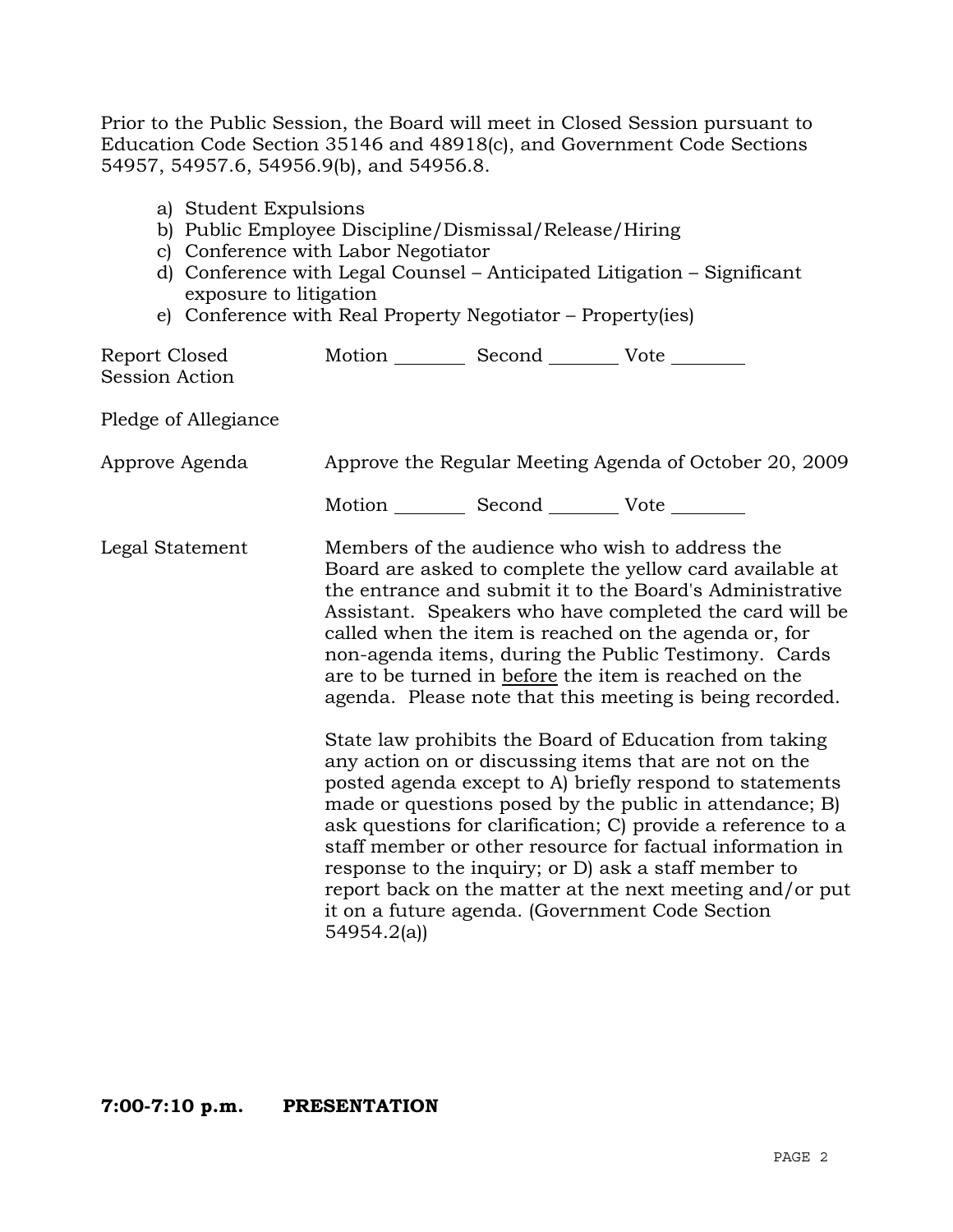Prior to the Public Session, the Board will meet in Closed Session pursuant to Education Code Section 35146 and 48918(c), and Government Code Sections 54957, 54957.6, 54956.9(b), and 54956.8.

a) Student Expulsions
b) Public Employee Discipline/Dismissal/Release/Hiring
c) Conference with Labor Negotiator
d) Conference with Legal Counsel – Anticipated Litigation – Significant exposure to litigation
e) Conference with Real Property Negotiator – Property(ies)

Report Closed Session Action — Motion ________ Second ________ Vote ________

Pledge of Allegiance

Approve Agenda — Approve the Regular Meeting Agenda of October 20, 2009

Motion ________ Second ________ Vote ________

Legal Statement — Members of the audience who wish to address the Board are asked to complete the yellow card available at the entrance and submit it to the Board's Administrative Assistant. Speakers who have completed the card will be called when the item is reached on the agenda or, for non-agenda items, during the Public Testimony. Cards are to be turned in before the item is reached on the agenda. Please note that this meeting is being recorded.

State law prohibits the Board of Education from taking any action on or discussing items that are not on the posted agenda except to A) briefly respond to statements made or questions posed by the public in attendance; B) ask questions for clarification; C) provide a reference to a staff member or other resource for factual information in response to the inquiry; or D) ask a staff member to report back on the matter at the next meeting and/or put it on a future agenda. (Government Code Section 54954.2(a))

**7:00-7:10 p.m. PRESENTATION**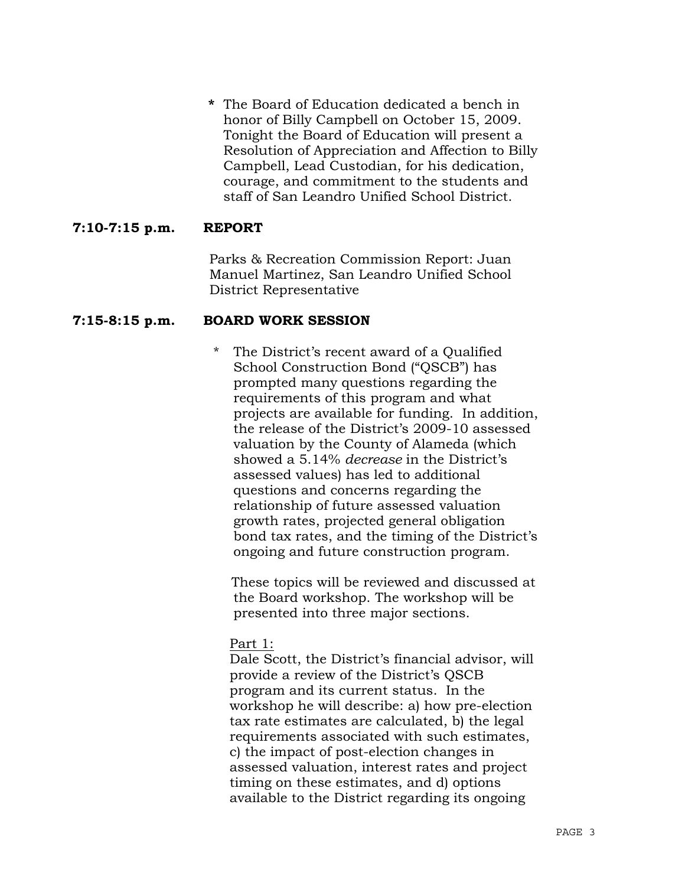**\*** The Board of Education dedicated a bench in honor of Billy Campbell on October 15, 2009. Tonight the Board of Education will present a Resolution of Appreciation and Affection to Billy Campbell, Lead Custodian, for his dedication, courage, and commitment to the students and staff of San Leandro Unified School District.

**7:10-7:15 p.m.** **REPORT**

Parks & Recreation Commission Report: Juan Manuel Martinez, San Leandro Unified School District Representative

**7:15-8:15 p.m.** **BOARD WORK SESSION**

\* The District's recent award of a Qualified School Construction Bond ("QSCB") has prompted many questions regarding the requirements of this program and what projects are available for funding. In addition, the release of the District's 2009-10 assessed valuation by the County of Alameda (which showed a 5.14% *decrease* in the District's assessed values) has led to additional questions and concerns regarding the relationship of future assessed valuation growth rates, projected general obligation bond tax rates, and the timing of the District's ongoing and future construction program.

These topics will be reviewed and discussed at the Board workshop. The workshop will be presented into three major sections.

<u>Part 1:</u>
Dale Scott, the District's financial advisor, will provide a review of the District's QSCB program and its current status. In the workshop he will describe: a) how pre-election tax rate estimates are calculated, b) the legal requirements associated with such estimates, c) the impact of post-election changes in assessed valuation, interest rates and project timing on these estimates, and d) options available to the District regarding its ongoing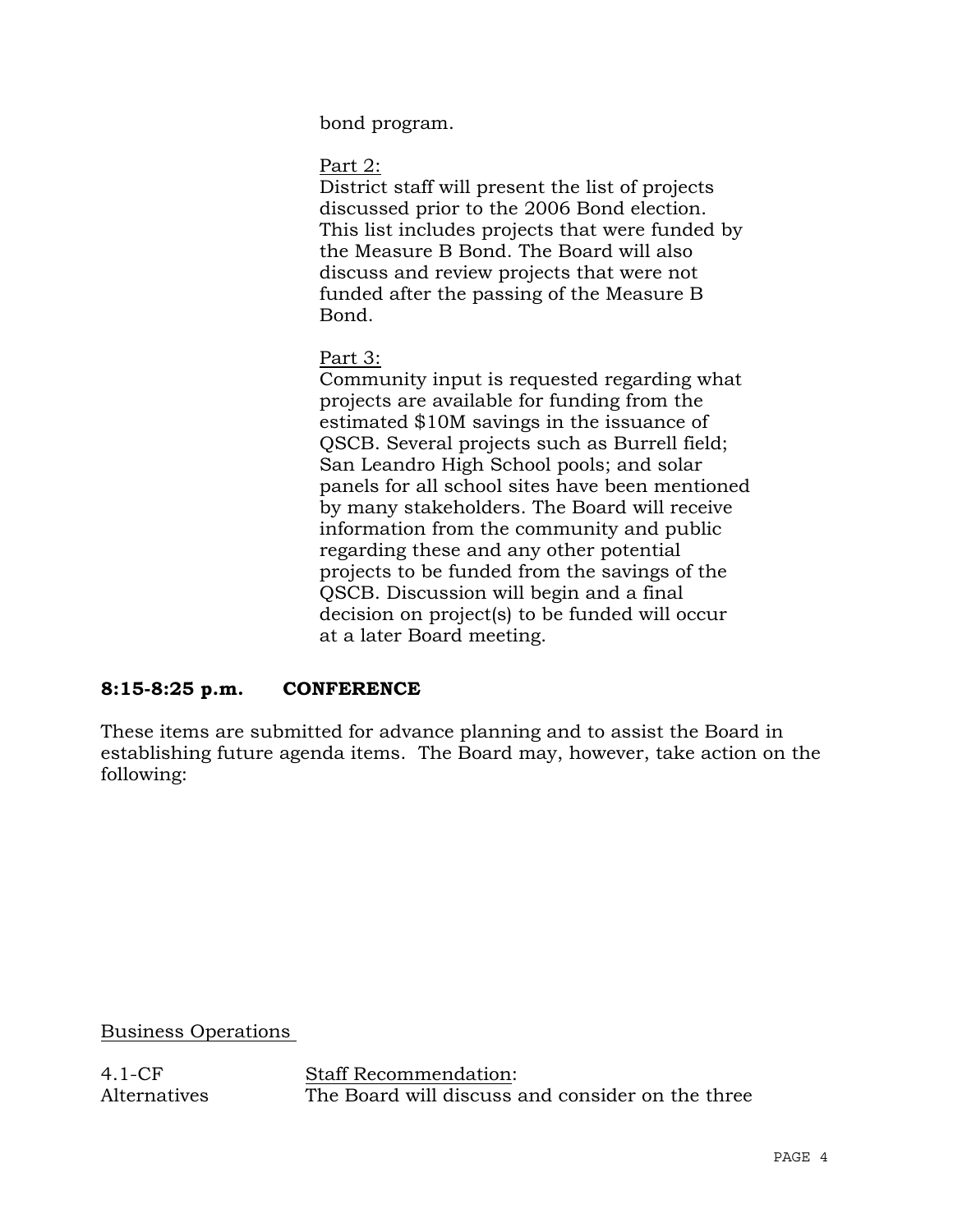bond program.

Part 2:
District staff will present the list of projects discussed prior to the 2006 Bond election. This list includes projects that were funded by the Measure B Bond. The Board will also discuss and review projects that were not funded after the passing of the Measure B Bond.

Part 3:
Community input is requested regarding what projects are available for funding from the estimated $10M savings in the issuance of QSCB. Several projects such as Burrell field; San Leandro High School pools; and solar panels for all school sites have been mentioned by many stakeholders. The Board will receive information from the community and public regarding these and any other potential projects to be funded from the savings of the QSCB. Discussion will begin and a final decision on project(s) to be funded will occur at a later Board meeting.

**8:15-8:25 p.m. CONFERENCE**

These items are submitted for advance planning and to assist the Board in establishing future agenda items. The Board may, however, take action on the following:

Business Operations

4.1-CF
Alternatives

Staff Recommendation:
The Board will discuss and consider on the three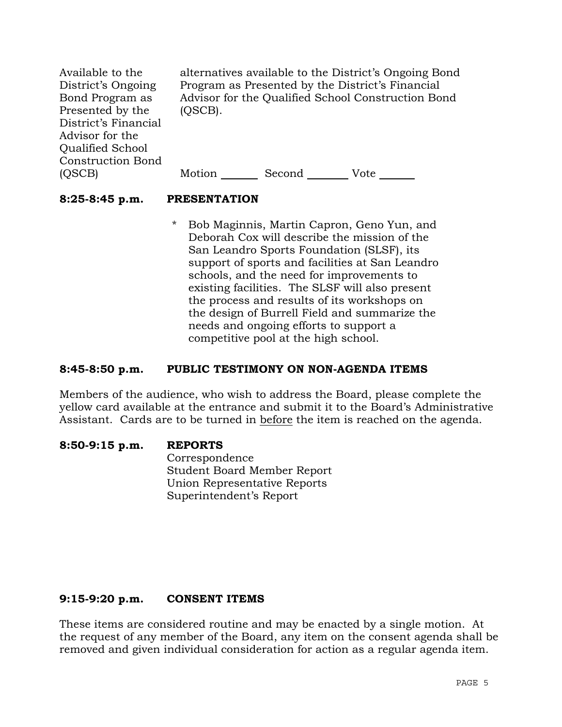| | |
|---|---|
| Available to the District's Ongoing Bond Program as Presented by the District's Financial Advisor for the Qualified School Construction Bond (QSCB) | alternatives available to the District's Ongoing Bond Program as Presented by the District's Financial Advisor for the Qualified School Construction Bond (QSCB).<br><br>Motion _______ Second ________ Vote ______ |

**8:25-8:45 p.m. PRESENTATION**

\* Bob Maginnis, Martin Capron, Geno Yun, and Deborah Cox will describe the mission of the San Leandro Sports Foundation (SLSF), its support of sports and facilities at San Leandro schools, and the need for improvements to existing facilities. The SLSF will also present the process and results of its workshops on the design of Burrell Field and summarize the needs and ongoing efforts to support a competitive pool at the high school.

**8:45-8:50 p.m. PUBLIC TESTIMONY ON NON-AGENDA ITEMS**

Members of the audience, who wish to address the Board, please complete the yellow card available at the entrance and submit it to the Board's Administrative Assistant. Cards are to be turned in <u>before</u> the item is reached on the agenda.

**8:50-9:15 p.m. REPORTS**

Correspondence
Student Board Member Report
Union Representative Reports
Superintendent's Report

**9:15-9:20 p.m. CONSENT ITEMS**

These items are considered routine and may be enacted by a single motion. At the request of any member of the Board, any item on the consent agenda shall be removed and given individual consideration for action as a regular agenda item.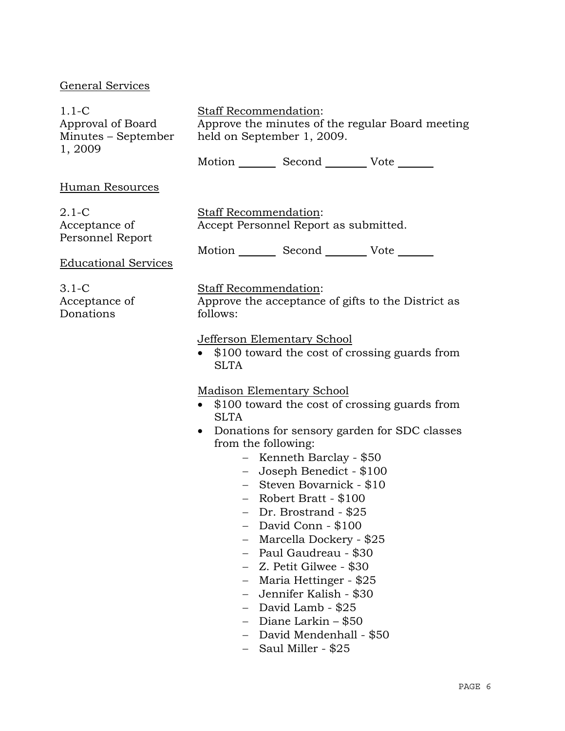General Services

1.1-C
Approval of Board Minutes – September 1, 2009

Staff Recommendation:
Approve the minutes of the regular Board meeting held on September 1, 2009.

Motion _______ Second ________ Vote ______

Human Resources

2.1-C
Acceptance of Personnel Report

Staff Recommendation:
Accept Personnel Report as submitted.

Motion _______ Second ________ Vote ______

Educational Services

3.1-C
Acceptance of Donations

Staff Recommendation:
Approve the acceptance of gifts to the District as follows:

Jefferson Elementary School

- $100 toward the cost of crossing guards from SLTA

Madison Elementary School

- $100 toward the cost of crossing guards from SLTA
- Donations for sensory garden for SDC classes from the following:
  - Kenneth Barclay - $50
  - Joseph Benedict - $100
  - Steven Bovarnick - $10
  - Robert Bratt - $100
  - Dr. Brostrand - $25
  - David Conn - $100
  - Marcella Dockery - $25
  - Paul Gaudreau - $30
  - Z. Petit Gilwee - $30
  - Maria Hettinger - $25
  - Jennifer Kalish - $30
  - David Lamb - $25
  - Diane Larkin – $50
  - David Mendenhall - $50
  - Saul Miller - $25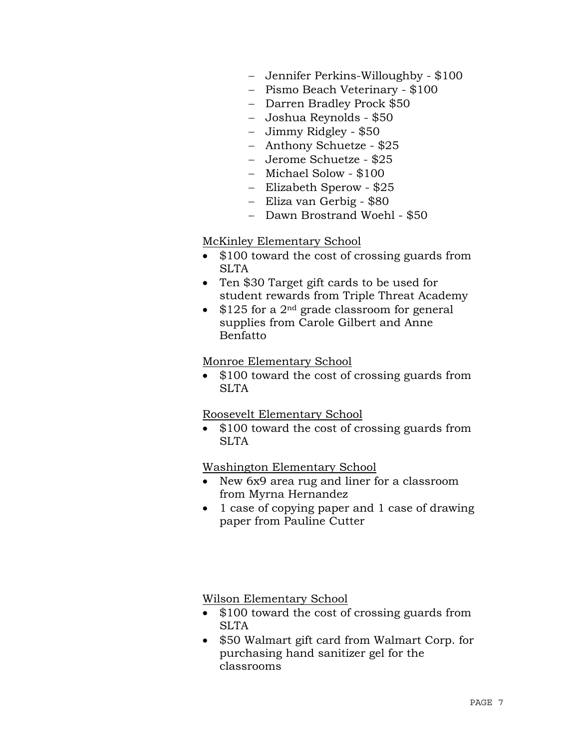- Jennifer Perkins-Willoughby - $100
- Pismo Beach Veterinary - $100
- Darren Bradley Prock $50
- Joshua Reynolds - $50
- Jimmy Ridgley - $50
- Anthony Schuetze - $25
- Jerome Schuetze - $25
- Michael Solow - $100
- Elizabeth Sperow - $25
- Eliza van Gerbig - $80
- Dawn Brostrand Woehl - $50

<u>McKinley Elementary School</u>

- $100 toward the cost of crossing guards from SLTA
- Ten $30 Target gift cards to be used for student rewards from Triple Threat Academy
- $125 for a 2nd grade classroom for general supplies from Carole Gilbert and Anne Benfatto

<u>Monroe Elementary School</u>

- $100 toward the cost of crossing guards from SLTA

<u>Roosevelt Elementary School</u>

- $100 toward the cost of crossing guards from SLTA

<u>Washington Elementary School</u>

- New 6x9 area rug and liner for a classroom from Myrna Hernandez
- 1 case of copying paper and 1 case of drawing paper from Pauline Cutter

<u>Wilson Elementary School</u>

- $100 toward the cost of crossing guards from SLTA
- $50 Walmart gift card from Walmart Corp. for purchasing hand sanitizer gel for the classrooms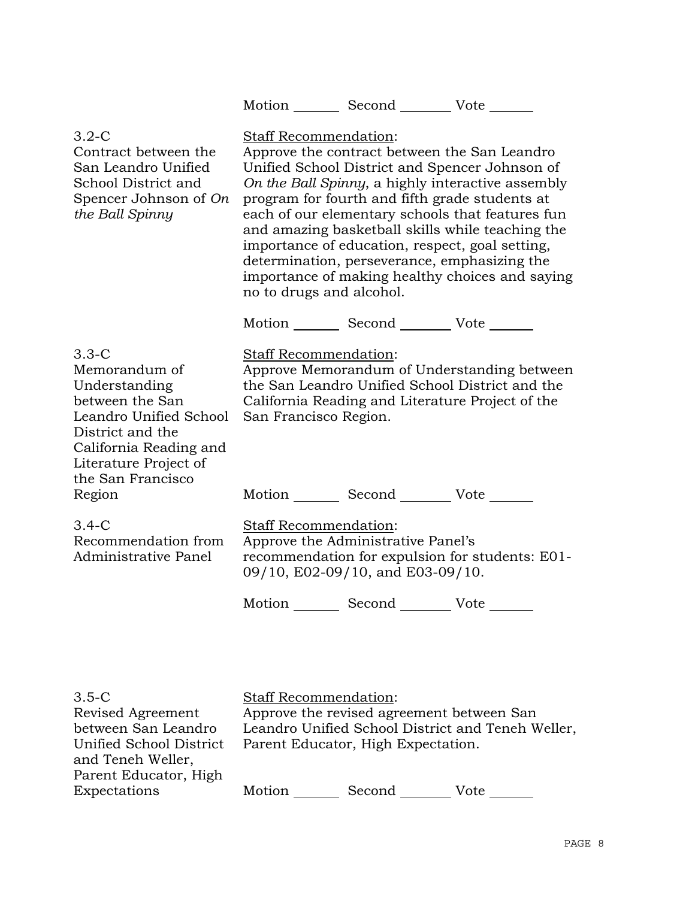Motion _______ Second _______ Vote _______

3.2-C
Contract between the San Leandro Unified School District and Spencer Johnson of *On the Ball Spinny*

Staff Recommendation:
Approve the contract between the San Leandro Unified School District and Spencer Johnson of *On the Ball Spinny*, a highly interactive assembly program for fourth and fifth grade students at each of our elementary schools that features fun and amazing basketball skills while teaching the importance of education, respect, goal setting, determination, perseverance, emphasizing the importance of making healthy choices and saying no to drugs and alcohol.

Motion _______ Second _______ Vote _______

3.3-C
Memorandum of Understanding between the San Leandro Unified School District and the California Reading and Literature Project of the San Francisco Region

Staff Recommendation:
Approve Memorandum of Understanding between the San Leandro Unified School District and the California Reading and Literature Project of the San Francisco Region.

Motion _______ Second _______ Vote _______

3.4-C
Recommendation from Administrative Panel

Staff Recommendation:
Approve the Administrative Panel's recommendation for expulsion for students: E01-09/10, E02-09/10, and E03-09/10.

Motion _______ Second _______ Vote _______

3.5-C
Revised Agreement between San Leandro Unified School District and Teneh Weller, Parent Educator, High Expectations

Staff Recommendation:
Approve the revised agreement between San Leandro Unified School District and Teneh Weller, Parent Educator, High Expectation.

Motion _______ Second _______ Vote _______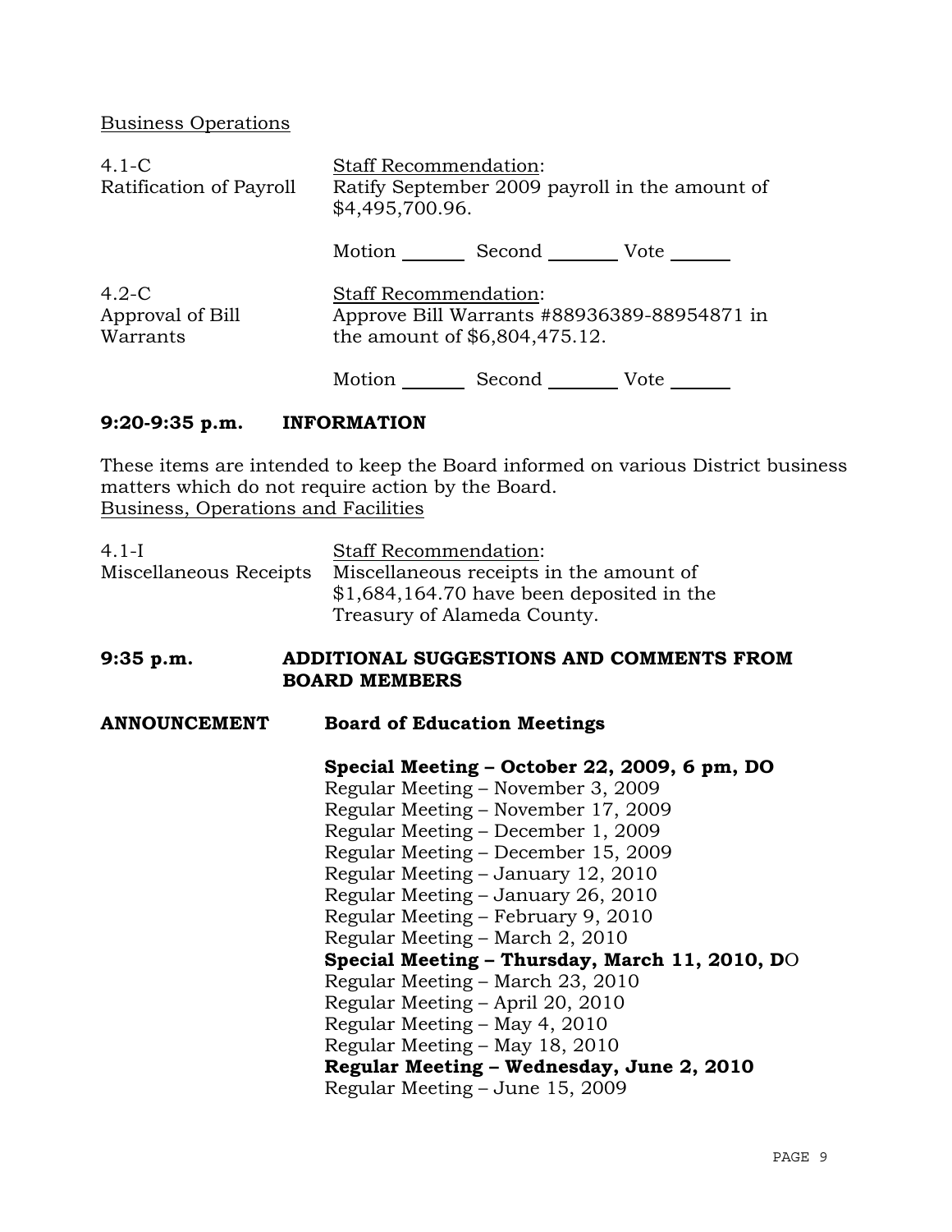Business Operations

4.1-C
Ratification of Payroll

Staff Recommendation:
Ratify September 2009 payroll in the amount of $4,495,700.96.

Motion ______ Second _______ Vote ______

4.2-C
Approval of Bill Warrants

Staff Recommendation:
Approve Bill Warrants #88936389-88954871 in the amount of $6,804,475.12.

Motion ______ Second _______ Vote ______

## 9:20-9:35 p.m. INFORMATION

These items are intended to keep the Board informed on various District business matters which do not require action by the Board.

Business, Operations and Facilities

4.1-I
Miscellaneous Receipts

Staff Recommendation:
Miscellaneous receipts in the amount of $1,684,164.70 have been deposited in the Treasury of Alameda County.

## 9:35 p.m. ADDITIONAL SUGGESTIONS AND COMMENTS FROM BOARD MEMBERS

## ANNOUNCEMENT Board of Education Meetings

**Special Meeting – October 22, 2009, 6 pm, DO**
Regular Meeting – November 3, 2009
Regular Meeting – November 17, 2009
Regular Meeting – December 1, 2009
Regular Meeting – December 15, 2009
Regular Meeting – January 12, 2010
Regular Meeting – January 26, 2010
Regular Meeting – February 9, 2010
Regular Meeting – March 2, 2010
**Special Meeting – Thursday, March 11, 2010, D**O
Regular Meeting – March 23, 2010
Regular Meeting – April 20, 2010
Regular Meeting – May 4, 2010
Regular Meeting – May 18, 2010
**Regular Meeting – Wednesday, June 2, 2010**
Regular Meeting – June 15, 2009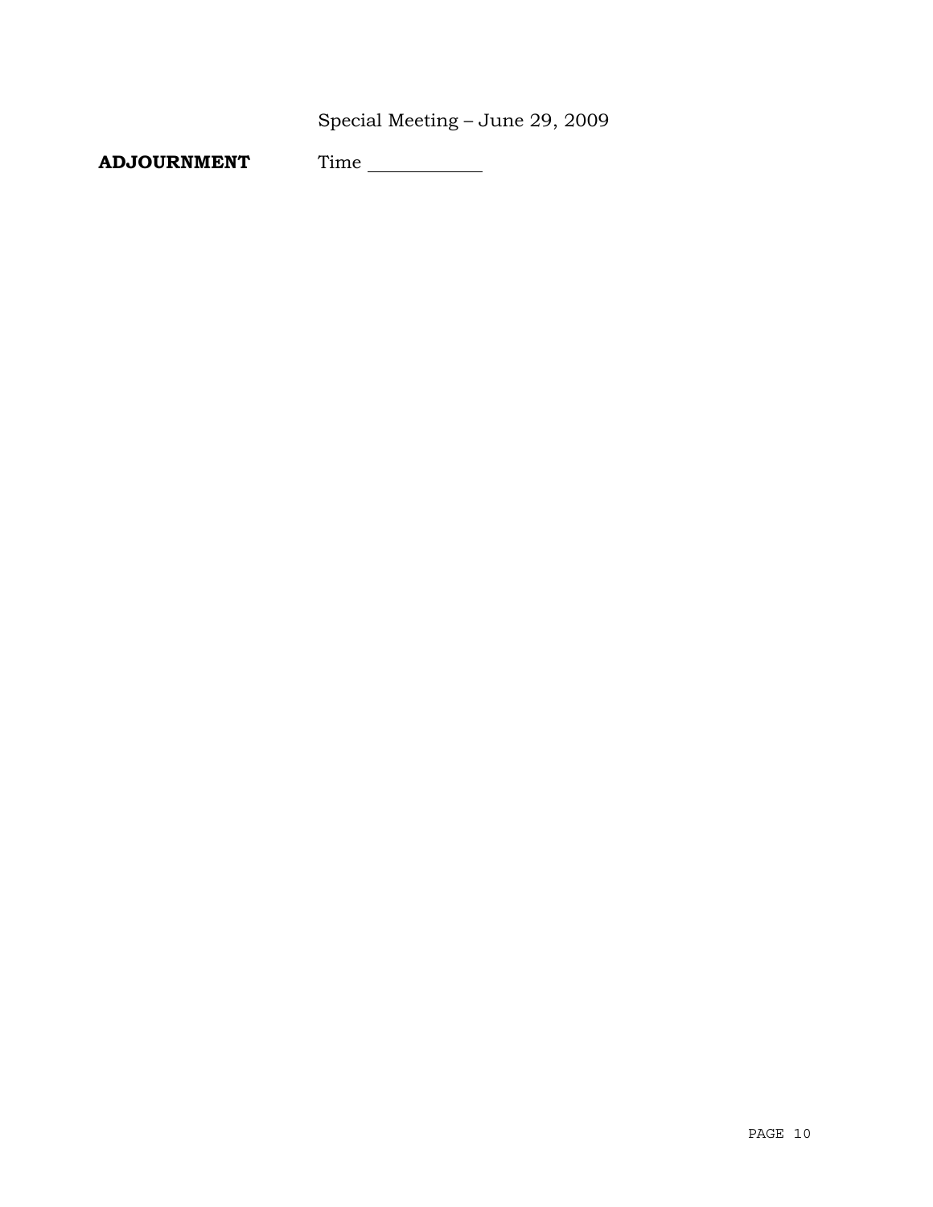Special Meeting – June 29, 2009

**ADJOURNMENT** Time ____________